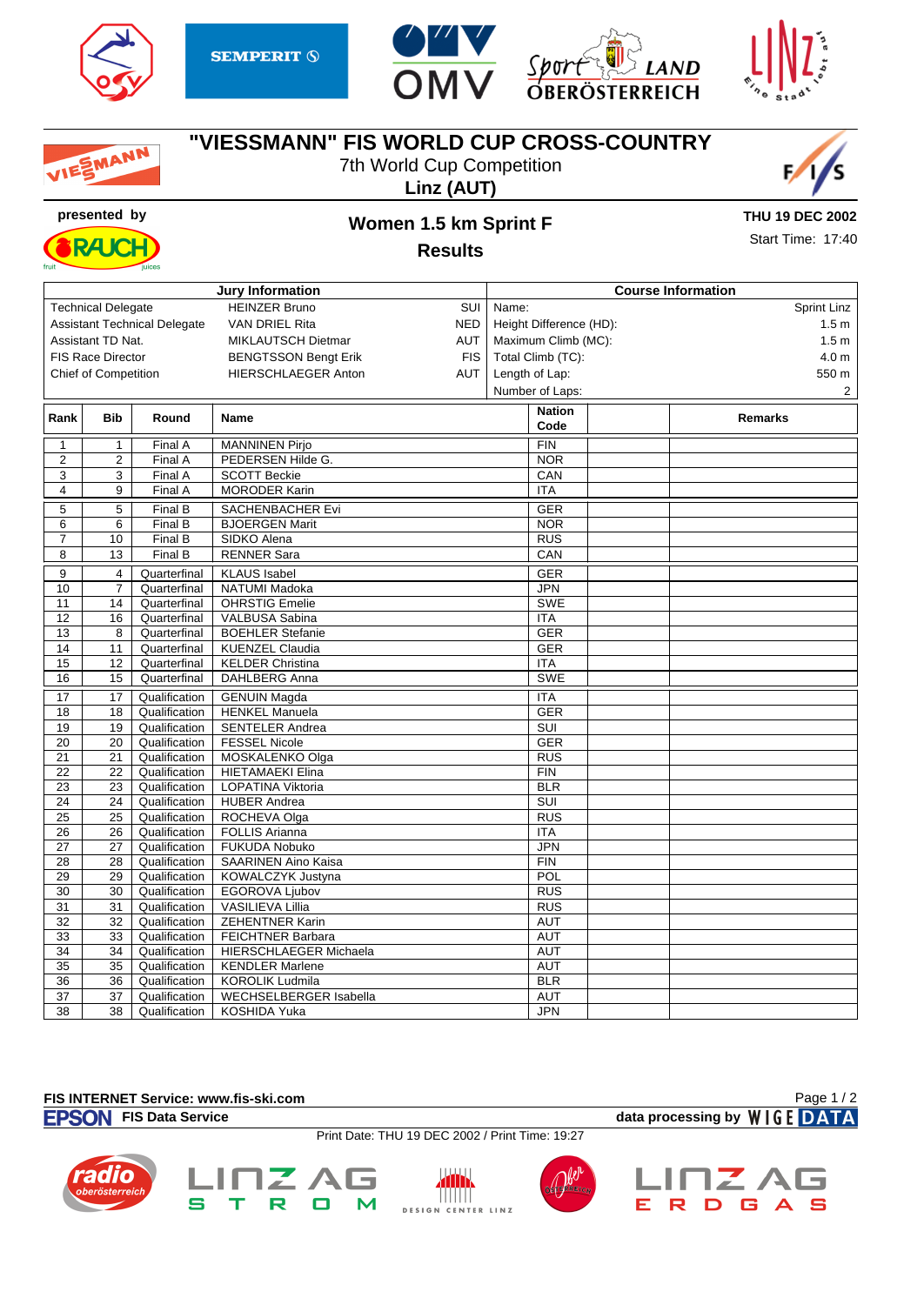# "VIESSMANN" FIS WORLD CUP CROSS-COUNTRY

7th World Cup Competition

**Linz (AUT)**

presented by

## Women 1.5 km Sprint F

## Results

**THU 19 DEC 2002**

Start Time: 17:40

| Jury Information | | | Course Information | |
|---|---|---|---|---|
| Technical Delegate | HEINZER Bruno | SUI | Name: | Sprint Linz |
| Assistant Technical Delegate | VAN DRIEL Rita | NED | Height Difference (HD): | 1.5 m |
| Assistant TD Nat. | MIKLAUTSCH Dietmar | AUT | Maximum Climb (MC): | 1.5 m |
| FIS Race Director | BENGTSSON Bengt Erik | FIS | Total Climb (TC): | 4.0 m |
| Chief of Competition | HIERSCHLAEGER Anton | AUT | Length of Lap: | 550 m |
| | | | Number of Laps: | 2 |

| Rank | Bib | Round | Name | Nation Code | | Remarks |
|---|---|---|---|---|---|---|
| 1 | 1 | Final A | MANNINEN Pirjo | FIN | | |
| 2 | 2 | Final A | PEDERSEN Hilde G. | NOR | | |
| 3 | 3 | Final A | SCOTT Beckie | CAN | | |
| 4 | 9 | Final A | MORODER Karin | ITA | | |
| 5 | 5 | Final B | SACHENBACHER Evi | GER | | |
| 6 | 6 | Final B | BJOERGEN Marit | NOR | | |
| 7 | 10 | Final B | SIDKO Alena | RUS | | |
| 8 | 13 | Final B | RENNER Sara | CAN | | |
| 9 | 4 | Quarterfinal | KLAUS Isabel | GER | | |
| 10 | 7 | Quarterfinal | NATUMI Madoka | JPN | | |
| 11 | 14 | Quarterfinal | OHRSTIG Emelie | SWE | | |
| 12 | 16 | Quarterfinal | VALBUSA Sabina | ITA | | |
| 13 | 8 | Quarterfinal | BOEHLER Stefanie | GER | | |
| 14 | 11 | Quarterfinal | KUENZEL Claudia | GER | | |
| 15 | 12 | Quarterfinal | KELDER Christina | ITA | | |
| 16 | 15 | Quarterfinal | DAHLBERG Anna | SWE | | |
| 17 | 17 | Qualification | GENUIN Magda | ITA | | |
| 18 | 18 | Qualification | HENKEL Manuela | GER | | |
| 19 | 19 | Qualification | SENTELER Andrea | SUI | | |
| 20 | 20 | Qualification | FESSEL Nicole | GER | | |
| 21 | 21 | Qualification | MOSKALENKO Olga | RUS | | |
| 22 | 22 | Qualification | HIETAMAEKI Elina | FIN | | |
| 23 | 23 | Qualification | LOPATINA Viktoria | BLR | | |
| 24 | 24 | Qualification | HUBER Andrea | SUI | | |
| 25 | 25 | Qualification | ROCHEVA Olga | RUS | | |
| 26 | 26 | Qualification | FOLLIS Arianna | ITA | | |
| 27 | 27 | Qualification | FUKUDA Nobuko | JPN | | |
| 28 | 28 | Qualification | SAARINEN Aino Kaisa | FIN | | |
| 29 | 29 | Qualification | KOWALCZYK Justyna | POL | | |
| 30 | 30 | Qualification | EGOROVA Ljubov | RUS | | |
| 31 | 31 | Qualification | VASILIEVA Lillia | RUS | | |
| 32 | 32 | Qualification | ZEHENTNER Karin | AUT | | |
| 33 | 33 | Qualification | FEICHTNER Barbara | AUT | | |
| 34 | 34 | Qualification | HIERSCHLAEGER Michaela | AUT | | |
| 35 | 35 | Qualification | KENDLER Marlene | AUT | | |
| 36 | 36 | Qualification | KOROLIK Ludmila | BLR | | |
| 37 | 37 | Qualification | WECHSELBERGER Isabella | AUT | | |
| 38 | 38 | Qualification | KOSHIDA Yuka | JPN | | |

FIS INTERNET Service: www.fis-ski.com

EPSON FIS Data Service — data processing by WIGE DATA

Print Date: THU 19 DEC 2002 / Print Time: 19:27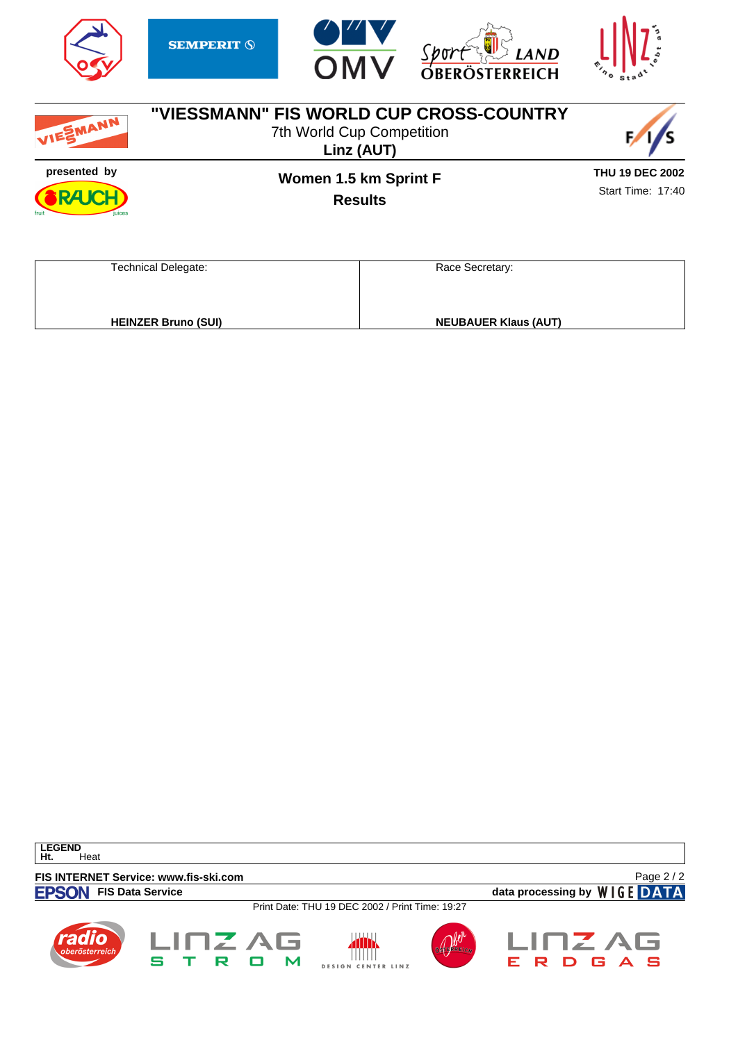# "VIESSMANN" FIS WORLD CUP CROSS-COUNTRY

7th World Cup Competition

**Linz (AUT)**

presented by

## Women 1.5 km Sprint F

## Results

**THU 19 DEC 2002**

Start Time: 17:40

| Technical Delegate: | Race Secretary: |
|---|---|
| **HEINZER Bruno (SUI)** | **NEUBAUER Klaus (AUT)** |

**LEGEND**
**Ht.** Heat

**FIS INTERNET Service: www.fis-ski.com**

EPSON **FIS Data Service**

**data processing by** WIGE DATA

Print Date: THU 19 DEC 2002 / Print Time: 19:27